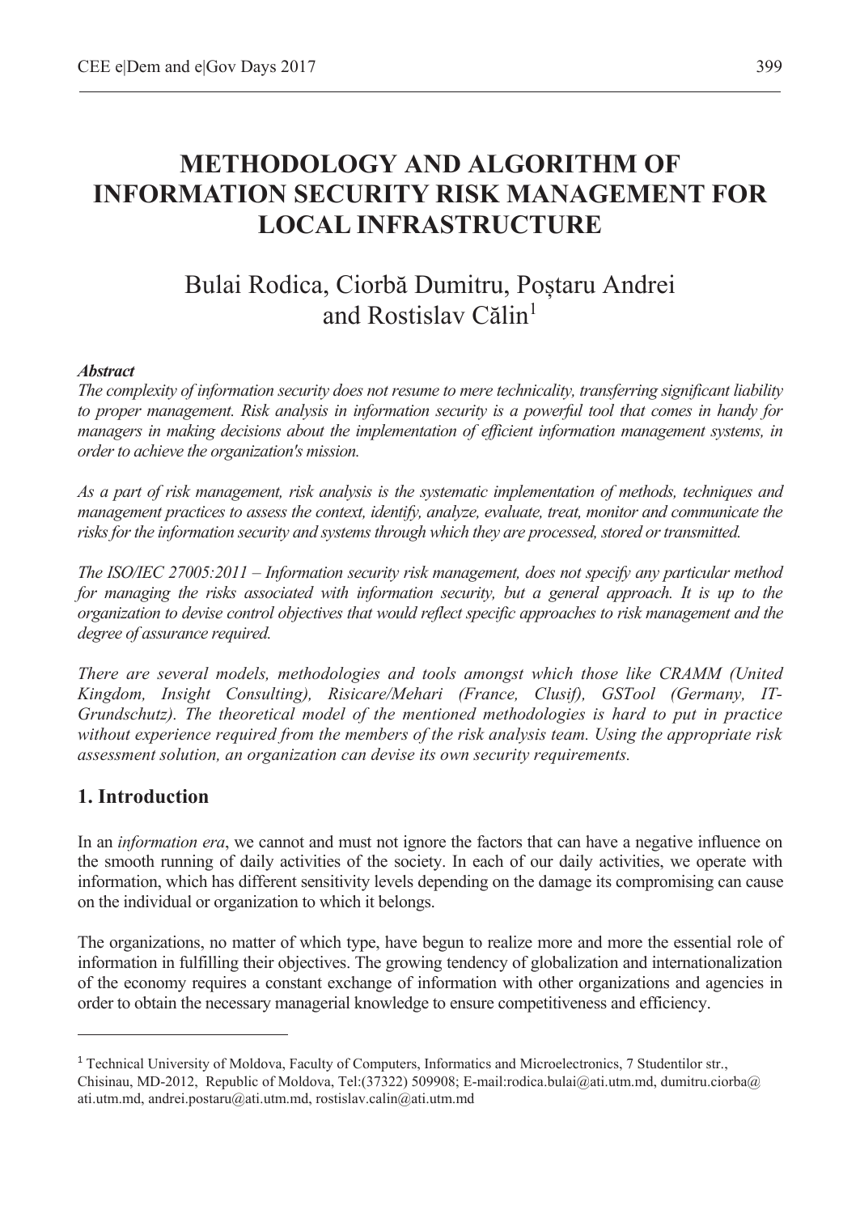# METHODOLOGY AND ALGORITHM OF INFORMATION SECURITY RISK MANAGEMENT FOR LOCAL INFRASTRUCTURE

Bulai Rodica, Ciorbă Dumitru, Poştaru Andrei and Rostislav Călin[1]

***Abstract***

*The complexity of information security does not resume to mere technicality, transferring significant liability to proper management. Risk analysis in information security is a powerful tool that comes in handy for managers in making decisions about the implementation of efficient information management systems, in order to achieve the organization's mission.*

*As a part of risk management, risk analysis is the systematic implementation of methods, techniques and management practices to assess the context, identify, analyze, evaluate, treat, monitor and communicate the risks for the information security and systems through which they are processed, stored or transmitted.*

*The ISO/IEC 27005:2011 – Information security risk management, does not specify any particular method for managing the risks associated with information security, but a general approach. It is up to the organization to devise control objectives that would reflect specific approaches to risk management and the degree of assurance required.*

*There are several models, methodologies and tools amongst which those like CRAMM (United Kingdom, Insight Consulting), Risicare/Mehari (France, Clusif), GSTool (Germany, IT-Grundschutz). The theoretical model of the mentioned methodologies is hard to put in practice without experience required from the members of the risk analysis team. Using the appropriate risk assessment solution, an organization can devise its own security requirements.*

## 1. Introduction

In an *information era*, we cannot and must not ignore the factors that can have a negative influence on the smooth running of daily activities of the society. In each of our daily activities, we operate with information, which has different sensitivity levels depending on the damage its compromising can cause on the individual or organization to which it belongs.

The organizations, no matter of which type, have begun to realize more and more the essential role of information in fulfilling their objectives. The growing tendency of globalization and internationalization of the economy requires a constant exchange of information with other organizations and agencies in order to obtain the necessary managerial knowledge to ensure competitiveness and efficiency.

---

[1] Technical University of Moldova, Faculty of Computers, Informatics and Microelectronics, 7 Studentilor str., Chisinau, MD-2012, Republic of Moldova, Tel:(37322) 509908; E-mail:rodica.bulai@ati.utm.md, dumitru.ciorba@ati.utm.md, andrei.postaru@ati.utm.md, rostislav.calin@ati.utm.md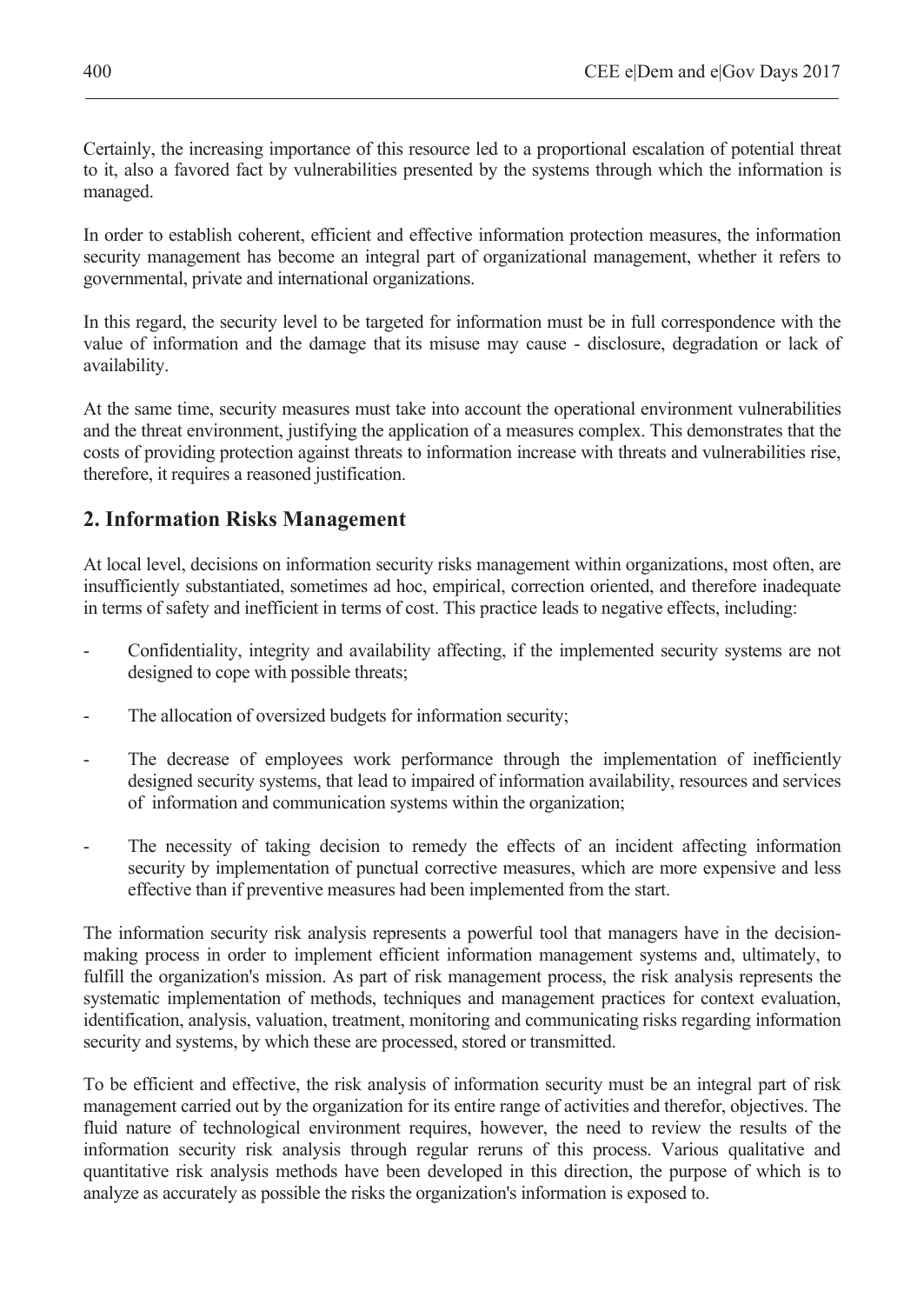Certainly, the increasing importance of this resource led to a proportional escalation of potential threat to it, also a favored fact by vulnerabilities presented by the systems through which the information is managed.

In order to establish coherent, efficient and effective information protection measures, the information security management has become an integral part of organizational management, whether it refers to governmental, private and international organizations.

In this regard, the security level to be targeted for information must be in full correspondence with the value of information and the damage that its misuse may cause - disclosure, degradation or lack of availability.

At the same time, security measures must take into account the operational environment vulnerabilities and the threat environment, justifying the application of a measures complex. This demonstrates that the costs of providing protection against threats to information increase with threats and vulnerabilities rise, therefore, it requires a reasoned justification.

## 2. Information Risks Management

At local level, decisions on information security risks management within organizations, most often, are insufficiently substantiated, sometimes ad hoc, empirical, correction oriented, and therefore inadequate in terms of safety and inefficient in terms of cost. This practice leads to negative effects, including:

- Confidentiality, integrity and availability affecting, if the implemented security systems are not designed to cope with possible threats;
- The allocation of oversized budgets for information security;
- The decrease of employees work performance through the implementation of inefficiently designed security systems, that lead to impaired of information availability, resources and services of information and communication systems within the organization;
- The necessity of taking decision to remedy the effects of an incident affecting information security by implementation of punctual corrective measures, which are more expensive and less effective than if preventive measures had been implemented from the start.

The information security risk analysis represents a powerful tool that managers have in the decision-making process in order to implement efficient information management systems and, ultimately, to fulfill the organization's mission. As part of risk management process, the risk analysis represents the systematic implementation of methods, techniques and management practices for context evaluation, identification, analysis, valuation, treatment, monitoring and communicating risks regarding information security and systems, by which these are processed, stored or transmitted.

To be efficient and effective, the risk analysis of information security must be an integral part of risk management carried out by the organization for its entire range of activities and therefor, objectives. The fluid nature of technological environment requires, however, the need to review the results of the information security risk analysis through regular reruns of this process. Various qualitative and quantitative risk analysis methods have been developed in this direction, the purpose of which is to analyze as accurately as possible the risks the organization's information is exposed to.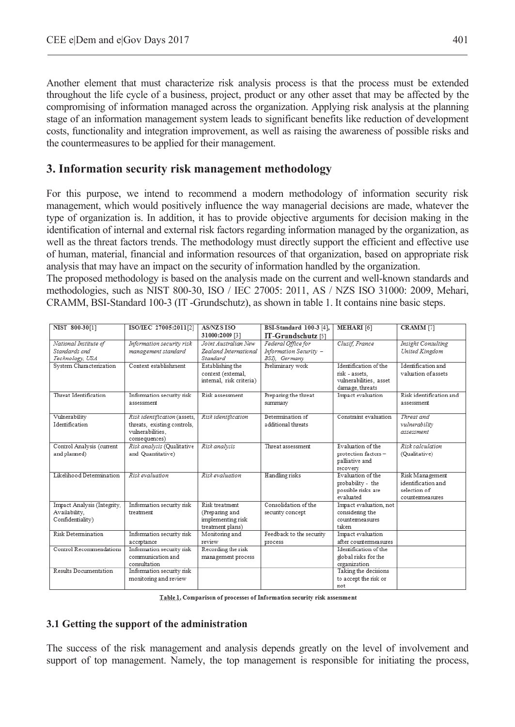Another element that must characterize risk analysis process is that the process must be extended throughout the life cycle of a business, project, product or any other asset that may be affected by the compromising of information managed across the organization. Applying risk analysis at the planning stage of an information management system leads to significant benefits like reduction of development costs, functionality and integration improvement, as well as raising the awareness of possible risks and the countermeasures to be applied for their management.

## 3. Information security risk management methodology

For this purpose, we intend to recommend a modern methodology of information security risk management, which would positively influence the way managerial decisions are made, whatever the type of organization is. In addition, it has to provide objective arguments for decision making in the identification of internal and external risk factors regarding information managed by the organization, as well as the threat factors trends. The methodology must directly support the efficient and effective use of human, material, financial and information resources of that organization, based on appropriate risk analysis that may have an impact on the security of information handled by the organization.
The proposed methodology is based on the analysis made on the current and well-known standards and methodologies, such as NIST 800-30, ISO / IEC 27005: 2011, AS / NZS ISO 31000: 2009, Mehari, CRAMM, BSI-Standard 100-3 (IT -Grundschutz), as shown in table 1. It contains nine basic steps.

| **NIST 800-30**[1] | **ISO/IEC 27005:2011**[2] | **AS/NZS ISO 31000:2009** [3] | **BSI-Standard 100-3** [4], **IT-Grundschutz** [5] | **MEHARI** [6] | **CRAMM** [7] |
|---|---|---|---|---|---|
| *National Institute of Standards and Technology, USA* | *Information security risk management standard* | *Joint Australian New Zealand International Standard* | *Federal Office for Information Security – BSI), Germany* | *Clusif, France* | *Insight Consulting United Kingdom* |
| System Characterization | Context establishment | Establishing the context (external, internal, risk criteria) | Preliminary work | Identification of the risk - assets, vulnerabilities, asset damage, threats | Identification and valuation of assets |
| Threat Identification | Information security risk assessment | Risk assessment | Preparing the threat summary | Impact evaluation | Risk identification and assessment |
| Vulnerability Identification | *Risk identification* (assets, threats, existing controls, vulnerabilities, consequences) | *Risk identification* | Determination of additional threats | Constraint evaluation | *Threat and vulnerability assessment* |
| Control Analysis (current and planned) | *Risk analysis* (Qualitative and Quantitative) | *Risk analysis* | Threat assessment | Evaluation of the protection factors – palliative and recovery | *Risk calculation* (Qualitative) |
| Likelihood Determination | *Risk evaluation* | *Risk evaluation* | Handling risks | Evaluation of the probability - the possible risks are evaluated | Risk Management identification and selection of countermeasures |
| Impact Analysis (Integrity, Availability, Confidentiality) | Information security risk treatment | Risk treatment (Preparing and implementing risk treatment plans) | Consolidation of the security concept | Impact evaluation, not considering the countermeasures taken | |
| Risk Determination | Information security risk acceptance | Monitoring and review | Feedback to the security process | Impact evaluation after countermeasures | |
| Control Recommendations | Information security risk communication and consultation | Recording the risk management process | | Identification of the global risks for the organization | |
| Results Documentation | Information security risk monitoring and review | | | Taking the decisions to accept the risk or not | |

**Table 1. Comparison of processes of Information security risk assessment**

### 3.1 Getting the support of the administration

The success of the risk management and analysis depends greatly on the level of involvement and support of top management. Namely, the top management is responsible for initiating the process,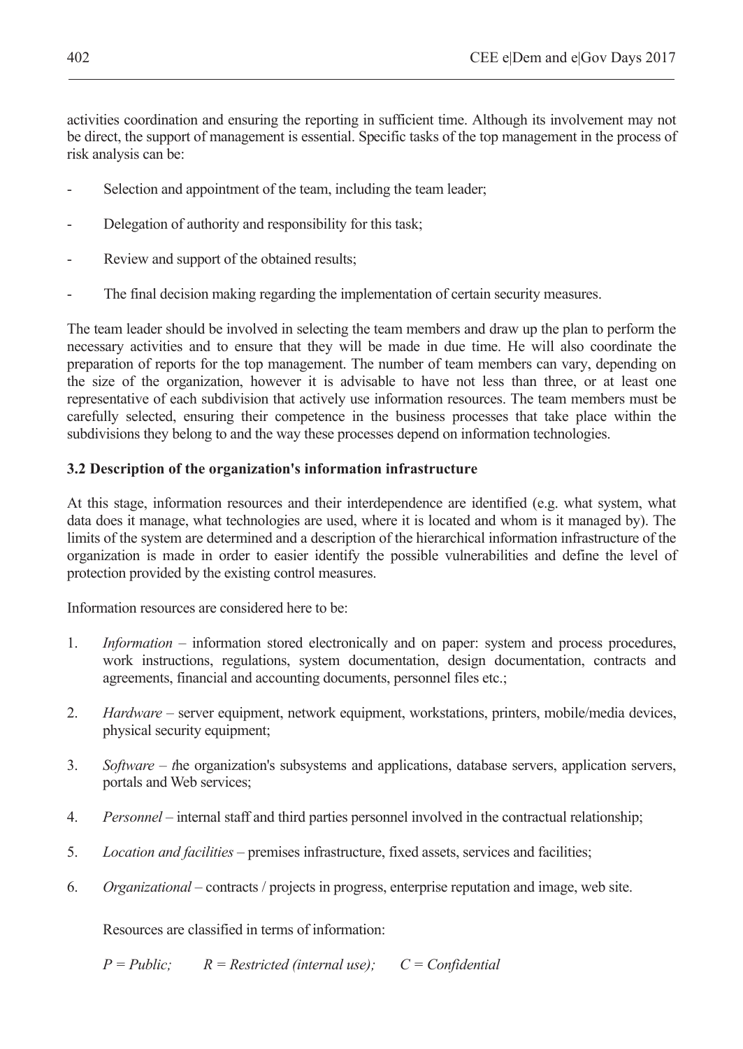activities coordination and ensuring the reporting in sufficient time. Although its involvement may not be direct, the support of management is essential. Specific tasks of the top management in the process of risk analysis can be:

- Selection and appointment of the team, including the team leader;
- Delegation of authority and responsibility for this task;
- Review and support of the obtained results;
- The final decision making regarding the implementation of certain security measures.

The team leader should be involved in selecting the team members and draw up the plan to perform the necessary activities and to ensure that they will be made in due time. He will also coordinate the preparation of reports for the top management. The number of team members can vary, depending on the size of the organization, however it is advisable to have not less than three, or at least one representative of each subdivision that actively use information resources. The team members must be carefully selected, ensuring their competence in the business processes that take place within the subdivisions they belong to and the way these processes depend on information technologies.

### 3.2 Description of the organization's information infrastructure

At this stage, information resources and their interdependence are identified (e.g. what system, what data does it manage, what technologies are used, where it is located and whom is it managed by). The limits of the system are determined and a description of the hierarchical information infrastructure of the organization is made in order to easier identify the possible vulnerabilities and define the level of protection provided by the existing control measures.

Information resources are considered here to be:

1. *Information* – information stored electronically and on paper: system and process procedures, work instructions, regulations, system documentation, design documentation, contracts and agreements, financial and accounting documents, personnel files etc.;
2. *Hardware* – server equipment, network equipment, workstations, printers, mobile/media devices, physical security equipment;
3. *Software* – *t*he organization's subsystems and applications, database servers, application servers, portals and Web services;
4. *Personnel* – internal staff and third parties personnel involved in the contractual relationship;
5. *Location and facilities* – premises infrastructure, fixed assets, services and facilities;
6. *Organizational* – contracts / projects in progress, enterprise reputation and image, web site.

Resources are classified in terms of information:

*P = Public;* *R = Restricted (internal use);* *C = Confidential*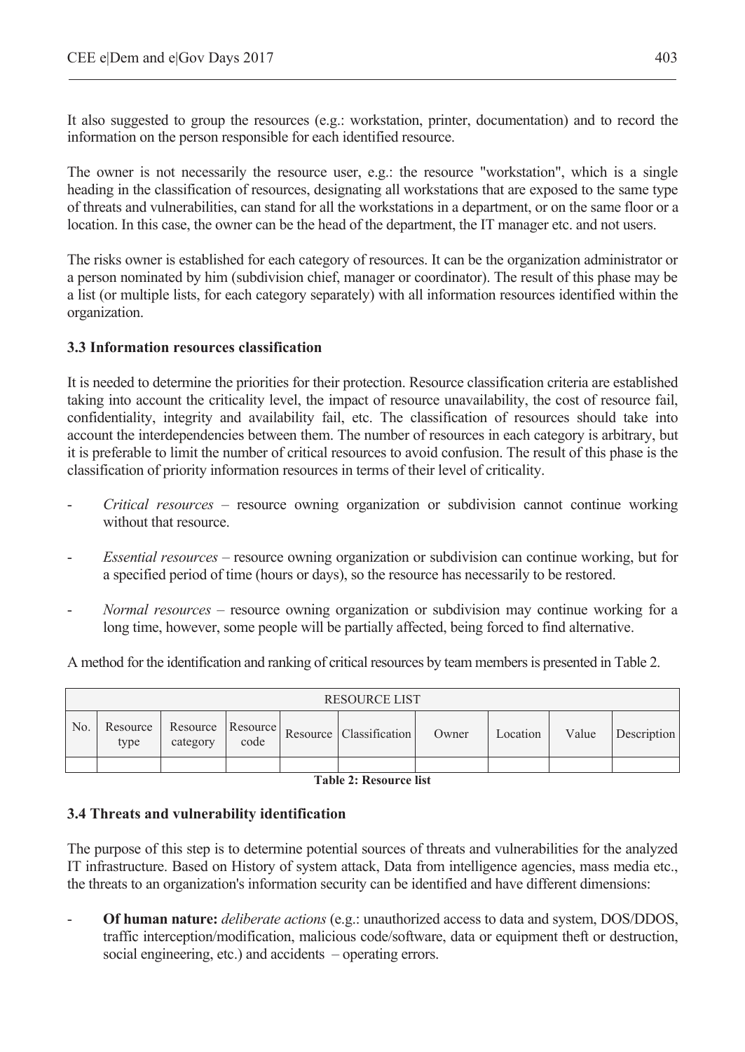It also suggested to group the resources (e.g.: workstation, printer, documentation) and to record the information on the person responsible for each identified resource.

The owner is not necessarily the resource user, e.g.: the resource "workstation", which is a single heading in the classification of resources, designating all workstations that are exposed to the same type of threats and vulnerabilities, can stand for all the workstations in a department, or on the same floor or a location. In this case, the owner can be the head of the department, the IT manager etc. and not users.

The risks owner is established for each category of resources. It can be the organization administrator or a person nominated by him (subdivision chief, manager or coordinator). The result of this phase may be a list (or multiple lists, for each category separately) with all information resources identified within the organization.

### 3.3 Information resources classification

It is needed to determine the priorities for their protection. Resource classification criteria are established taking into account the criticality level, the impact of resource unavailability, the cost of resource fail, confidentiality, integrity and availability fail, etc. The classification of resources should take into account the interdependencies between them. The number of resources in each category is arbitrary, but it is preferable to limit the number of critical resources to avoid confusion. The result of this phase is the classification of priority information resources in terms of their level of criticality.

- *Critical resources* – resource owning organization or subdivision cannot continue working without that resource.
- *Essential resources* – resource owning organization or subdivision can continue working, but for a specified period of time (hours or days), so the resource has necessarily to be restored.
- *Normal resources* – resource owning organization or subdivision may continue working for a long time, however, some people will be partially affected, being forced to find alternative.

A method for the identification and ranking of critical resources by team members is presented in Table 2.

| RESOURCE LIST | | | | | | | | | |
|---|---|---|---|---|---|---|---|---|---|
| No. | Resource type | Resource category | Resource code | Resource | Classification | Owner | Location | Value | Description |
| | | | | | | | | | |

**Table 2: Resource list**

### 3.4 Threats and vulnerability identification

The purpose of this step is to determine potential sources of threats and vulnerabilities for the analyzed IT infrastructure. Based on History of system attack, Data from intelligence agencies, mass media etc., the threats to an organization's information security can be identified and have different dimensions:

- **Of human nature:** *deliberate actions* (e.g.: unauthorized access to data and system, DOS/DDOS, traffic interception/modification, malicious code/software, data or equipment theft or destruction, social engineering, etc.) and accidents – operating errors.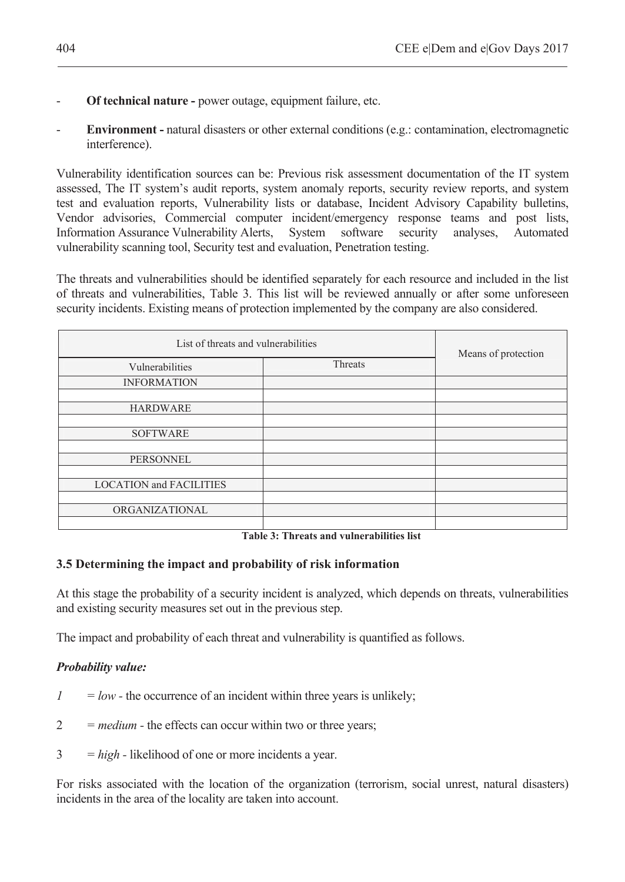- **Of technical nature -** power outage, equipment failure, etc.
- **Environment -** natural disasters or other external conditions (e.g.: contamination, electromagnetic interference).

Vulnerability identification sources can be: Previous risk assessment documentation of the IT system assessed, The IT system's audit reports, system anomaly reports, security review reports, and system test and evaluation reports, Vulnerability lists or database, Incident Advisory Capability bulletins, Vendor advisories, Commercial computer incident/emergency response teams and post lists, Information Assurance Vulnerability Alerts, System software security analyses, Automated vulnerability scanning tool, Security test and evaluation, Penetration testing.

The threats and vulnerabilities should be identified separately for each resource and included in the list of threats and vulnerabilities, Table 3. This list will be reviewed annually or after some unforeseen security incidents. Existing means of protection implemented by the company are also considered.

| List of threats and vulnerabilities | | Means of protection |
|---|---|---|
| Vulnerabilities | Threats | |
| INFORMATION | | |
| | | |
| HARDWARE | | |
| | | |
| SOFTWARE | | |
| | | |
| PERSONNEL | | |
| | | |
| LOCATION and FACILITIES | | |
| | | |
| ORGANIZATIONAL | | |
| | | |

**Table 3: Threats and vulnerabilities list**

### 3.5 Determining the impact and probability of risk information

At this stage the probability of a security incident is analyzed, which depends on threats, vulnerabilities and existing security measures set out in the previous step.

The impact and probability of each threat and vulnerability is quantified as follows.

***Probability value:***

*1* = *low* - the occurrence of an incident within three years is unlikely;

2 = *medium* - the effects can occur within two or three years;

3 = *high* - likelihood of one or more incidents a year.

For risks associated with the location of the organization (terrorism, social unrest, natural disasters) incidents in the area of the locality are taken into account.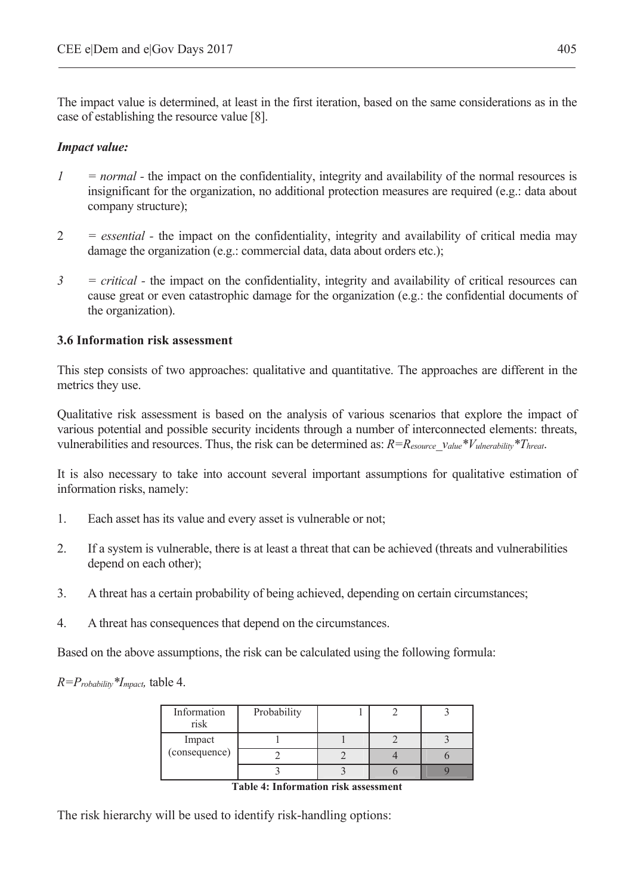The impact value is determined, at least in the first iteration, based on the same considerations as in the case of establishing the resource value [8].

***Impact value:***

*1* = *normal* - the impact on the confidentiality, integrity and availability of the normal resources is insignificant for the organization, no additional protection measures are required (e.g.: data about company structure);

2 = *essential* - the impact on the confidentiality, integrity and availability of critical media may damage the organization (e.g.: commercial data, data about orders etc.);

*3* = *critical* - the impact on the confidentiality, integrity and availability of critical resources can cause great or even catastrophic damage for the organization (e.g.: the confidential documents of the organization).

### 3.6 Information risk assessment

This step consists of two approaches: qualitative and quantitative. The approaches are different in the metrics they use.

Qualitative risk assessment is based on the analysis of various scenarios that explore the impact of various potential and possible security incidents through a number of interconnected elements: threats, vulnerabilities and resources. Thus, the risk can be determined as: $R=R_{esource\_value}*V_{ulnerability}*T_{hreat}$.

It is also necessary to take into account several important assumptions for qualitative estimation of information risks, namely:

1. Each asset has its value and every asset is vulnerable or not;
2. If a system is vulnerable, there is at least a threat that can be achieved (threats and vulnerabilities depend on each other);
3. A threat has a certain probability of being achieved, depending on certain circumstances;
4. A threat has consequences that depend on the circumstances.

Based on the above assumptions, the risk can be calculated using the following formula:

$R=P_{robability}*I_{mpact}$, table 4.

| Information risk | Probability | 1 | 2 | 3 |
|---|---|---|---|---|
| Impact (consequence) | 1 | 1 | 2 | 3 |
| | 2 | 2 | 4 | 6 |
| | 3 | 3 | 6 | 9 |

**Table 4: Information risk assessment**

The risk hierarchy will be used to identify risk-handling options: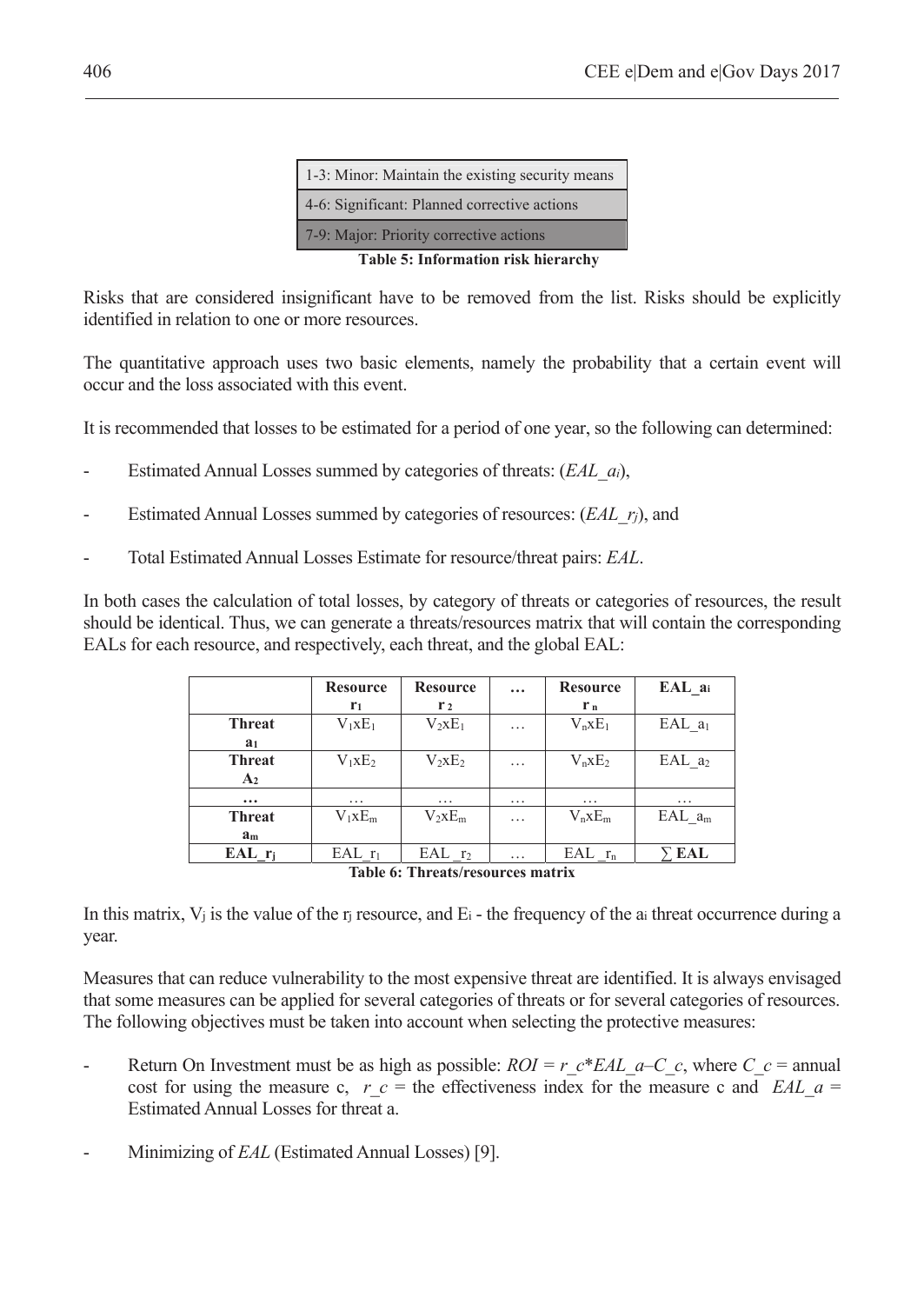| 1-3: Minor: Maintain the existing security means |
|---|
| 4-6: Significant: Planned corrective actions |
| 7-9: Major: Priority corrective actions |

**Table 5: Information risk hierarchy**

Risks that are considered insignificant have to be removed from the list. Risks should be explicitly identified in relation to one or more resources.

The quantitative approach uses two basic elements, namely the probability that a certain event will occur and the loss associated with this event.

It is recommended that losses to be estimated for a period of one year, so the following can determined:

- Estimated Annual Losses summed by categories of threats: ($EAL\_a_i$),
- Estimated Annual Losses summed by categories of resources: ($EAL\_r_j$), and
- Total Estimated Annual Losses Estimate for resource/threat pairs: *EAL*.

In both cases the calculation of total losses, by category of threats or categories of resources, the result should be identical. Thus, we can generate a threats/resources matrix that will contain the corresponding EALs for each resource, and respectively, each threat, and the global EAL:

| | **Resource $r_1$** | **Resource $r_2$** | **…** | **Resource $r_n$** | **$EAL\_a_i$** |
|---|---|---|---|---|---|
| **Threat $a_1$** | $V_1xE_1$ | $V_2xE_1$ | … | $V_nxE_1$ | $EAL\_a_1$ |
| **Threat $A_2$** | $V_1xE_2$ | $V_2xE_2$ | … | $V_nxE_2$ | $EAL\_a_2$ |
| **…** | … | … | … | … | … |
| **Threat $a_m$** | $V_1xE_m$ | $V_2xE_m$ | … | $V_nxE_m$ | $EAL\_a_m$ |
| **$EAL\_r_j$** | $EAL\_r_1$ | $EAL\_r_2$ | … | $EAL\_r_n$ | **$\sum$ EAL** |

**Table 6: Threats/resources matrix**

In this matrix, $V_j$ is the value of the $r_j$ resource, and $E_i$ - the frequency of the $a_i$ threat occurrence during a year.

Measures that can reduce vulnerability to the most expensive threat are identified. It is always envisaged that some measures can be applied for several categories of threats or for several categories of resources. The following objectives must be taken into account when selecting the protective measures:

- Return On Investment must be as high as possible: $ROI = r\_c*EAL\_a–C\_c$, where $C\_c$ = annual cost for using the measure c, $r\_c$ = the effectiveness index for the measure c and $EAL\_a$ = Estimated Annual Losses for threat a.
- Minimizing of *EAL* (Estimated Annual Losses) [9].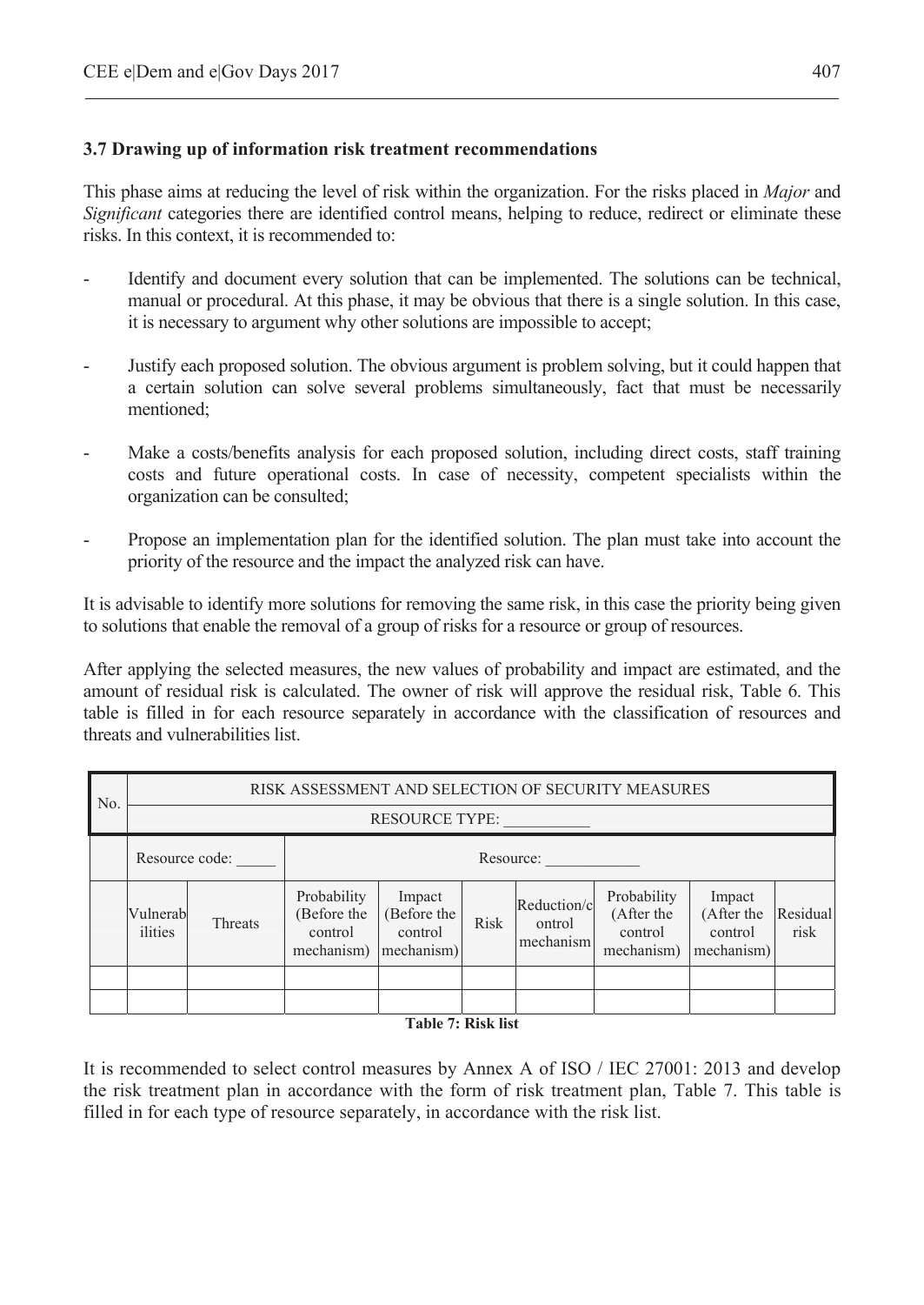### 3.7 Drawing up of information risk treatment recommendations

This phase aims at reducing the level of risk within the organization. For the risks placed in *Major* and *Significant* categories there are identified control means, helping to reduce, redirect or eliminate these risks. In this context, it is recommended to:

- Identify and document every solution that can be implemented. The solutions can be technical, manual or procedural. At this phase, it may be obvious that there is a single solution. In this case, it is necessary to argument why other solutions are impossible to accept;
- Justify each proposed solution. The obvious argument is problem solving, but it could happen that a certain solution can solve several problems simultaneously, fact that must be necessarily mentioned;
- Make a costs/benefits analysis for each proposed solution, including direct costs, staff training costs and future operational costs. In case of necessity, competent specialists within the organization can be consulted;
- Propose an implementation plan for the identified solution. The plan must take into account the priority of the resource and the impact the analyzed risk can have.

It is advisable to identify more solutions for removing the same risk, in this case the priority being given to solutions that enable the removal of a group of risks for a resource or group of resources.

After applying the selected measures, the new values of probability and impact are estimated, and the amount of residual risk is calculated. The owner of risk will approve the residual risk, Table 6. This table is filled in for each resource separately in accordance with the classification of resources and threats and vulnerabilities list.

| No. | RISK ASSESSMENT AND SELECTION OF SECURITY MEASURES | | | | | | | | | |
|---|---|---|---|---|---|---|---|---|---|---|
| | RESOURCE TYPE: ___________ | | | | | | | | | |
| | Resource code: _____ | | Resource: ____________ | | | | | | | |
| | Vulnerabilities | Threats | Probability (Before the control mechanism) | Impact (Before the control mechanism) | Risk | Reduction/control mechanism | Probability (After the control mechanism) | Impact (After the control mechanism) | Residual risk |
| | | | | | | | | | |
| | | | | | | | | | |

**Table 7: Risk list**

It is recommended to select control measures by Annex A of ISO / IEC 27001: 2013 and develop the risk treatment plan in accordance with the form of risk treatment plan, Table 7. This table is filled in for each type of resource separately, in accordance with the risk list.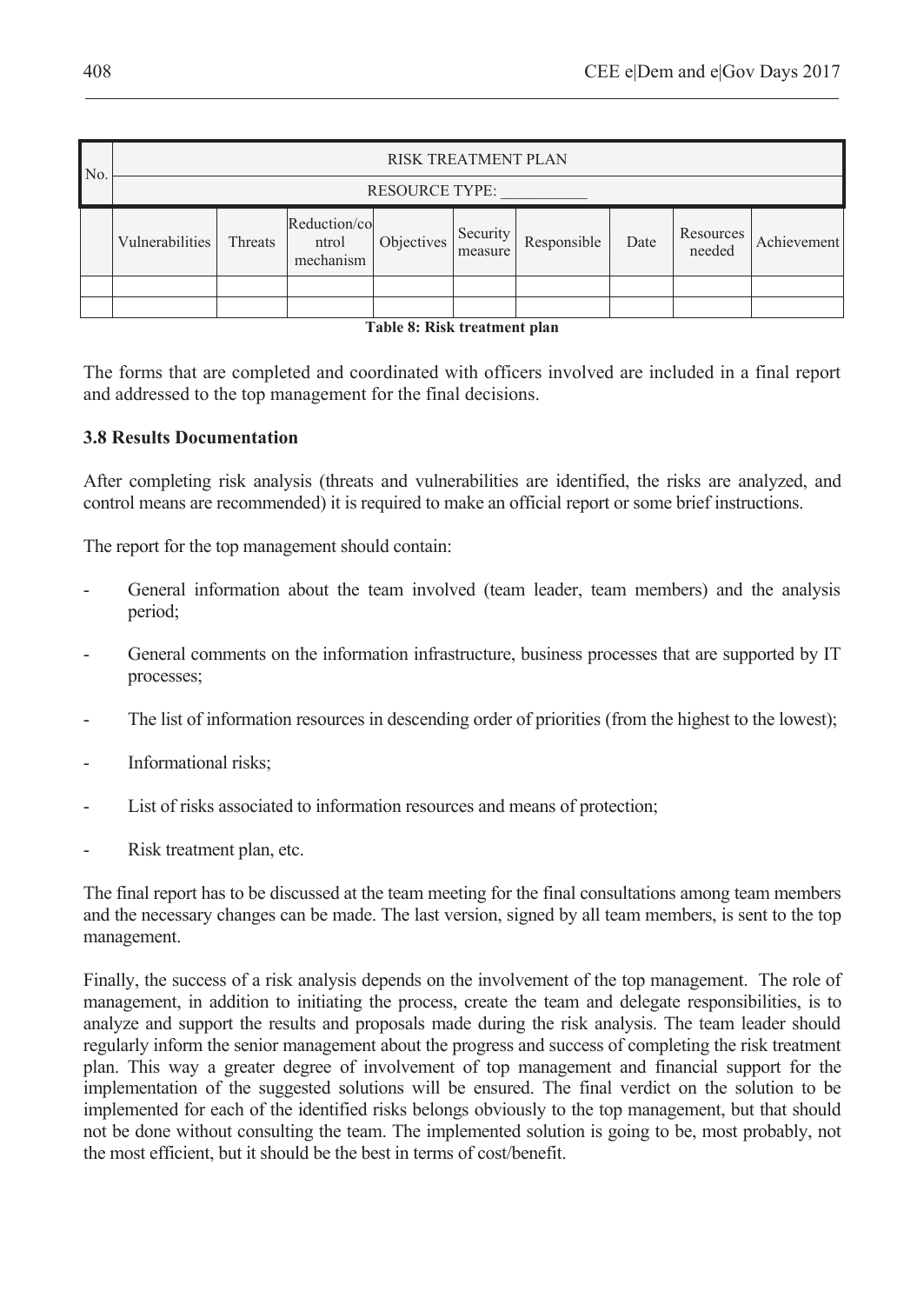| No. | RISK TREATMENT PLAN | | | | | | | | |
|---|---|---|---|---|---|---|---|---|---|
| | RESOURCE TYPE: ___________ | | | | | | | | |
| | Vulnerabilities | Threats | Reduction/control mechanism | Objectives | Security measure | Responsible | Date | Resources needed | Achievement |
| | | | | | | | | | |
| | | | | | | | | | |

**Table 8: Risk treatment plan**

The forms that are completed and coordinated with officers involved are included in a final report and addressed to the top management for the final decisions.

### 3.8 Results Documentation

After completing risk analysis (threats and vulnerabilities are identified, the risks are analyzed, and control means are recommended) it is required to make an official report or some brief instructions.

The report for the top management should contain:

- General information about the team involved (team leader, team members) and the analysis period;
- General comments on the information infrastructure, business processes that are supported by IT processes;
- The list of information resources in descending order of priorities (from the highest to the lowest);
- Informational risks;
- List of risks associated to information resources and means of protection;
- Risk treatment plan, etc.

The final report has to be discussed at the team meeting for the final consultations among team members and the necessary changes can be made. The last version, signed by all team members, is sent to the top management.

Finally, the success of a risk analysis depends on the involvement of the top management. The role of management, in addition to initiating the process, create the team and delegate responsibilities, is to analyze and support the results and proposals made during the risk analysis. The team leader should regularly inform the senior management about the progress and success of completing the risk treatment plan. This way a greater degree of involvement of top management and financial support for the implementation of the suggested solutions will be ensured. The final verdict on the solution to be implemented for each of the identified risks belongs obviously to the top management, but that should not be done without consulting the team. The implemented solution is going to be, most probably, not the most efficient, but it should be the best in terms of cost/benefit.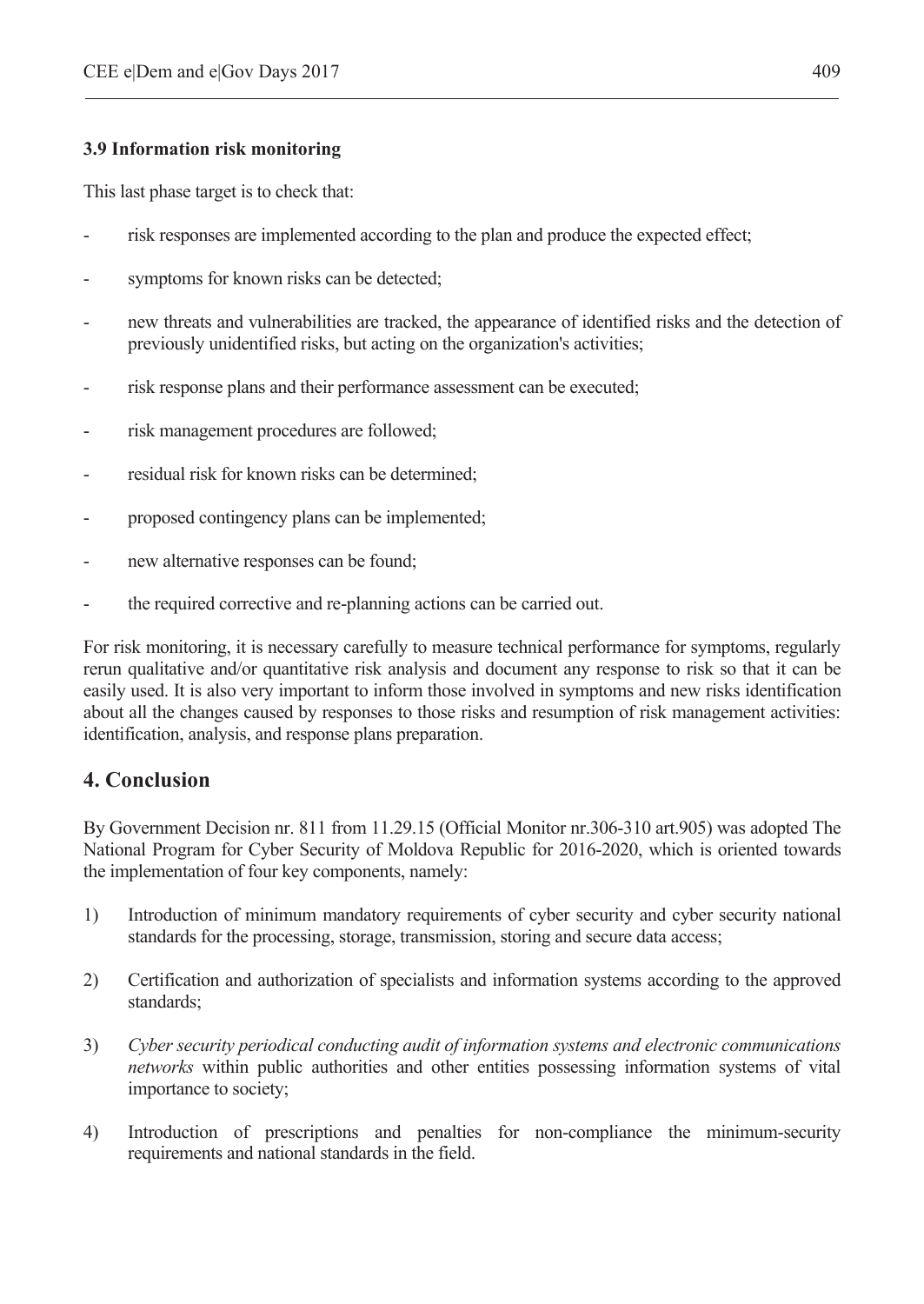### 3.9 Information risk monitoring

This last phase target is to check that:

- risk responses are implemented according to the plan and produce the expected effect;
- symptoms for known risks can be detected;
- new threats and vulnerabilities are tracked, the appearance of identified risks and the detection of previously unidentified risks, but acting on the organization's activities;
- risk response plans and their performance assessment can be executed;
- risk management procedures are followed;
- residual risk for known risks can be determined;
- proposed contingency plans can be implemented;
- new alternative responses can be found;
- the required corrective and re-planning actions can be carried out.

For risk monitoring, it is necessary carefully to measure technical performance for symptoms, regularly rerun qualitative and/or quantitative risk analysis and document any response to risk so that it can be easily used. It is also very important to inform those involved in symptoms and new risks identification about all the changes caused by responses to those risks and resumption of risk management activities: identification, analysis, and response plans preparation.

## 4. Conclusion

By Government Decision nr. 811 from 11.29.15 (Official Monitor nr.306-310 art.905) was adopted The National Program for Cyber Security of Moldova Republic for 2016-2020, which is oriented towards the implementation of four key components, namely:

1) Introduction of minimum mandatory requirements of cyber security and cyber security national standards for the processing, storage, transmission, storing and secure data access;
2) Certification and authorization of specialists and information systems according to the approved standards;
3) *Cyber security periodical conducting audit of information systems and electronic communications networks* within public authorities and other entities possessing information systems of vital importance to society;
4) Introduction of prescriptions and penalties for non-compliance the minimum-security requirements and national standards in the field.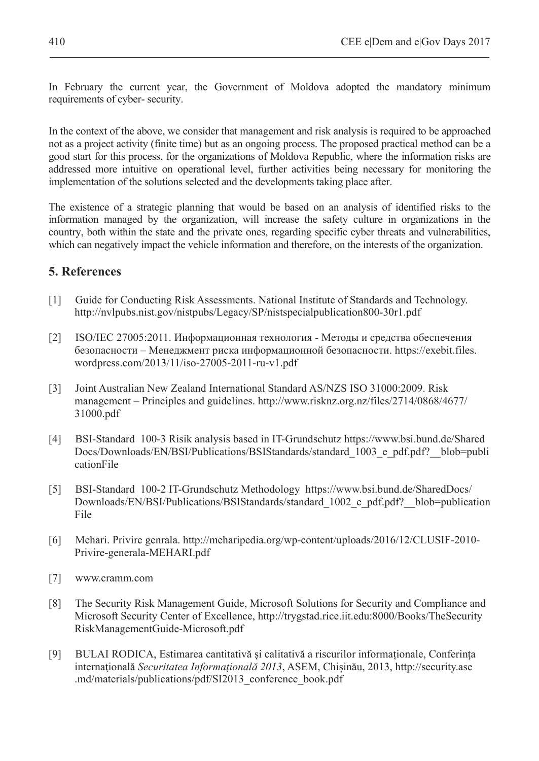In February the current year, the Government of Moldova adopted the mandatory minimum requirements of cyber- security.

In the context of the above, we consider that management and risk analysis is required to be approached not as a project activity (finite time) but as an ongoing process. The proposed practical method can be a good start for this process, for the organizations of Moldova Republic, where the information risks are addressed more intuitive on operational level, further activities being necessary for monitoring the implementation of the solutions selected and the developments taking place after.

The existence of a strategic planning that would be based on an analysis of identified risks to the information managed by the organization, will increase the safety culture in organizations in the country, both within the state and the private ones, regarding specific cyber threats and vulnerabilities, which can negatively impact the vehicle information and therefore, on the interests of the organization.

## 5. References

[1] Guide for Conducting Risk Assessments. National Institute of Standards and Technology. http://nvlpubs.nist.gov/nistpubs/Legacy/SP/nistspecialpublication800-30r1.pdf

[2] ISO/IEC 27005:2011. Информационная технология - Методы и средства обеспечения безопасности – Менеджмент риска информационной безопасности. https://exebit.files.wordpress.com/2013/11/iso-27005-2011-ru-v1.pdf

[3] Joint Australian New Zealand International Standard AS/NZS ISO 31000:2009. Risk management – Principles and guidelines. http://www.risknz.org.nz/files/2714/0868/4677/31000.pdf

[4] BSI-Standard 100-3 Risik analysis based in IT-Grundschutz https://www.bsi.bund.de/SharedDocs/Downloads/EN/BSI/Publications/BSIStandards/standard_1003_e_pdf.pdf?__blob=publicationFile

[5] BSI-Standard 100-2 IT-Grundschutz Methodology https://www.bsi.bund.de/SharedDocs/Downloads/EN/BSI/Publications/BSIStandards/standard_1002_e_pdf.pdf?__blob=publicationFile

[6] Mehari. Privire genrala. http://meharipedia.org/wp-content/uploads/2016/12/CLUSIF-2010-Privire-generala-MEHARI.pdf

[7] www.cramm.com

[8] The Security Risk Management Guide, Microsoft Solutions for Security and Compliance and Microsoft Security Center of Excellence, http://trygstad.rice.iit.edu:8000/Books/TheSecurityRiskManagementGuide-Microsoft.pdf

[9] BULAI RODICA, Estimarea cantitativă și calitativă a riscurilor informaționale, Conferința internațională *Securitatea Informațională 2013*, ASEM, Chișinău, 2013, http://security.ase.md/materials/publications/pdf/SI2013_conference_book.pdf